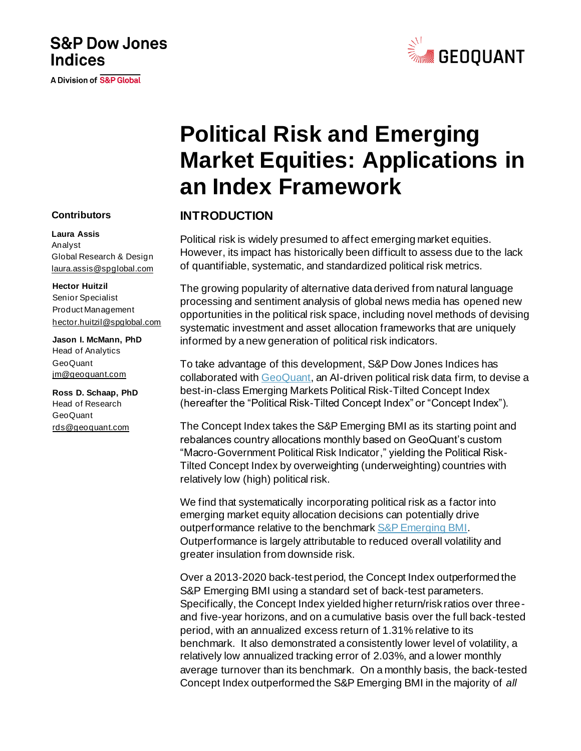S&P Dow Jones Indices

A Division of S&P Global

GEOQUANT

# Political Risk and Emerging Market Equities: Applications in an Index Framework

**Contributors**

**Laura Assis**
Analyst
Global Research & Design
laura.assis@spglobal.com

**Hector Huitzil**
Senior Specialist
Product Management
hector.huitzil@spglobal.com

**Jason I. McMann, PhD**
Head of Analytics
GeoQuant
jm@geoquant.com

**Ross D. Schaap, PhD**
Head of Research
GeoQuant
rds@geoquant.com

## INTRODUCTION

Political risk is widely presumed to affect emerging market equities. However, its impact has historically been difficult to assess due to the lack of quantifiable, systematic, and standardized political risk metrics.

The growing popularity of alternative data derived from natural language processing and sentiment analysis of global news media has opened new opportunities in the political risk space, including novel methods of devising systematic investment and asset allocation frameworks that are uniquely informed by a new generation of political risk indicators.

To take advantage of this development, S&P Dow Jones Indices has collaborated with GeoQuant, an AI-driven political risk data firm, to devise a best-in-class Emerging Markets Political Risk-Tilted Concept Index (hereafter the "Political Risk-Tilted Concept Index" or "Concept Index").

The Concept Index takes the S&P Emerging BMI as its starting point and rebalances country allocations monthly based on GeoQuant's custom "Macro-Government Political Risk Indicator," yielding the Political Risk-Tilted Concept Index by overweighting (underweighting) countries with relatively low (high) political risk.

We find that systematically incorporating political risk as a factor into emerging market equity allocation decisions can potentially drive outperformance relative to the benchmark S&P Emerging BMI. Outperformance is largely attributable to reduced overall volatility and greater insulation from downside risk.

Over a 2013-2020 back-test period, the Concept Index outperformed the S&P Emerging BMI using a standard set of back-test parameters. Specifically, the Concept Index yielded higher return/risk ratios over three- and five-year horizons, and on a cumulative basis over the full back-tested period, with an annualized excess return of 1.31% relative to its benchmark. It also demonstrated a consistently lower level of volatility, a relatively low annualized tracking error of 2.03%, and a lower monthly average turnover than its benchmark. On a monthly basis, the back-tested Concept Index outperformed the S&P Emerging BMI in the majority of *all*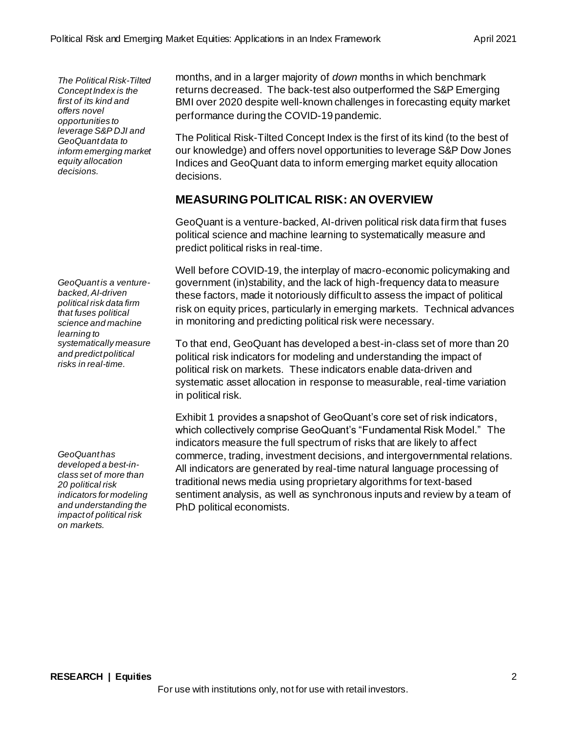months, and in a larger majority of *down* months in which benchmark returns decreased. The back-test also outperformed the S&P Emerging BMI over 2020 despite well-known challenges in forecasting equity market performance during the COVID-19 pandemic.

*The Political Risk-Tilted Concept Index is the first of its kind and offers novel opportunities to leverage S&P DJI and GeoQuant data to inform emerging market equity allocation decisions.*

The Political Risk-Tilted Concept Index is the first of its kind (to the best of our knowledge) and offers novel opportunities to leverage S&P Dow Jones Indices and GeoQuant data to inform emerging market equity allocation decisions.

## MEASURING POLITICAL RISK: AN OVERVIEW

GeoQuant is a venture-backed, AI-driven political risk data firm that fuses political science and machine learning to systematically measure and predict political risks in real-time.

*GeoQuant is a venture-backed, AI-driven political risk data firm that fuses political science and machine learning to systematically measure and predict political risks in real-time.*

Well before COVID-19, the interplay of macro-economic policymaking and government (in)stability, and the lack of high-frequency data to measure these factors, made it notoriously difficult to assess the impact of political risk on equity prices, particularly in emerging markets. Technical advances in monitoring and predicting political risk were necessary.

To that end, GeoQuant has developed a best-in-class set of more than 20 political risk indicators for modeling and understanding the impact of political risk on markets. These indicators enable data-driven and systematic asset allocation in response to measurable, real-time variation in political risk.

*GeoQuant has developed a best-in-class set of more than 20 political risk indicators for modeling and understanding the impact of political risk on markets.*

Exhibit 1 provides a snapshot of GeoQuant's core set of risk indicators, which collectively comprise GeoQuant's "Fundamental Risk Model." The indicators measure the full spectrum of risks that are likely to affect commerce, trading, investment decisions, and intergovernmental relations. All indicators are generated by real-time natural language processing of traditional news media using proprietary algorithms for text-based sentiment analysis, as well as synchronous inputs and review by a team of PhD political economists.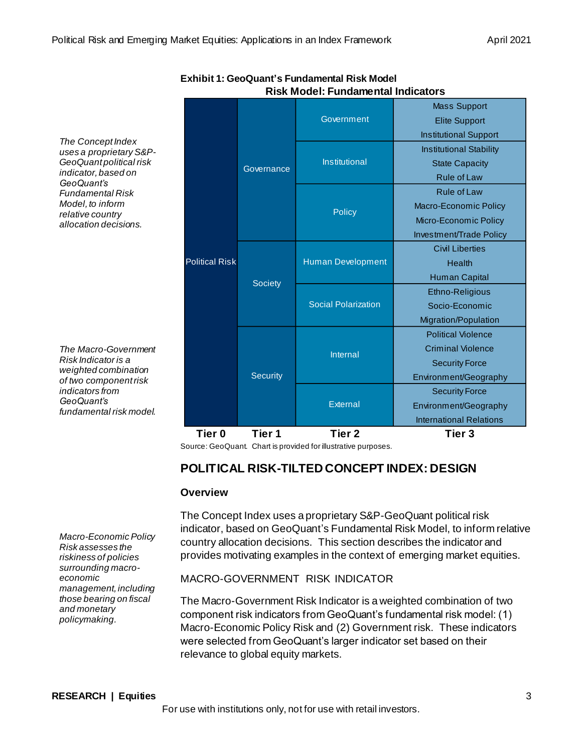*The Concept Index uses a proprietary S&P-GeoQuant political risk indicator, based on GeoQuant's Fundamental Risk Model, to inform relative country allocation decisions.*

*The Macro-Government Risk Indicator is a weighted combination of two component risk indicators from GeoQuant's fundamental risk model.*

*Macro-Economic Policy Risk assesses the riskiness of policies surrounding macro-economic management, including those bearing on fiscal and monetary policymaking.*

**Exhibit 1: GeoQuant's Fundamental Risk Model**

**Risk Model: Fundamental Indicators**

| Tier 0 | Tier 1 | Tier 2 | Tier 3 |
|---|---|---|---|
| Political Risk | Governance | Government | Mass Support<br>Elite Support<br>Institutional Support |
| | | Institutional | Institutional Stability<br>State Capacity<br>Rule of Law |
| | | Policy | Rule of Law<br>Macro-Economic Policy<br>Micro-Economic Policy<br>Investment/Trade Policy |
| | Society | Human Development | Civil Liberties<br>Health<br>Human Capital |
| | | Social Polarization | Ethno-Religious<br>Socio-Economic<br>Migration/Population |
| | Security | Internal | Political Violence<br>Criminal Violence<br>Security Force<br>Environment/Geography |
| | | External | Security Force<br>Environment/Geography<br>International Relations |

Source: GeoQuant. Chart is provided for illustrative purposes.

## POLITICAL RISK-TILTED CONCEPT INDEX: DESIGN

### Overview

The Concept Index uses a proprietary S&P-GeoQuant political risk indicator, based on GeoQuant's Fundamental Risk Model, to inform relative country allocation decisions. This section describes the indicator and provides motivating examples in the context of emerging market equities.

#### MACRO-GOVERNMENT RISK INDICATOR

The Macro-Government Risk Indicator is a weighted combination of two component risk indicators from GeoQuant's fundamental risk model: (1) Macro-Economic Policy Risk and (2) Government risk. These indicators were selected from GeoQuant's larger indicator set based on their relevance to global equity markets.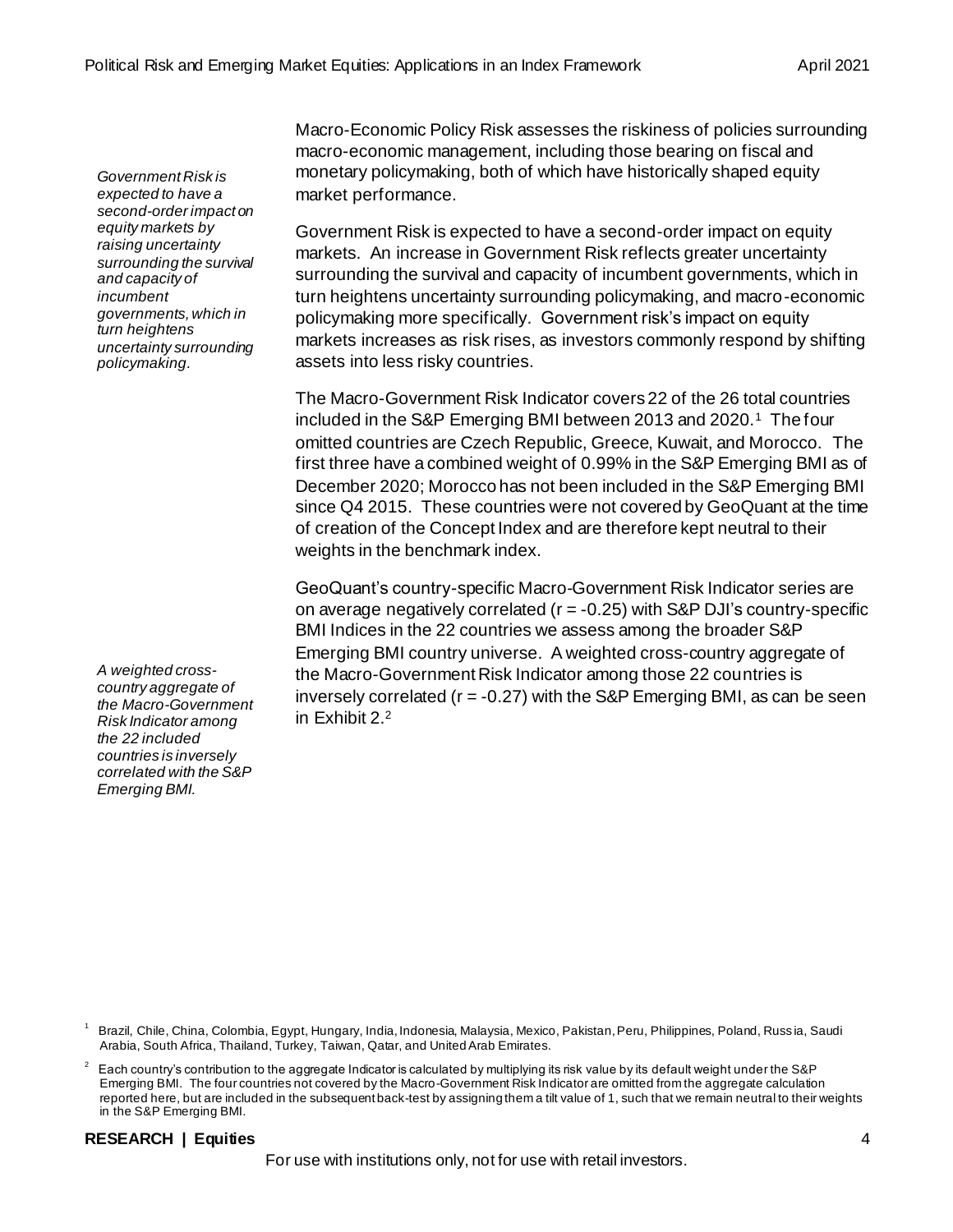*Government Risk is expected to have a second-order impact on equity markets by raising uncertainty surrounding the survival and capacity of incumbent governments, which in turn heightens uncertainty surrounding policymaking.*

Macro-Economic Policy Risk assesses the riskiness of policies surrounding macro-economic management, including those bearing on fiscal and monetary policymaking, both of which have historically shaped equity market performance.

Government Risk is expected to have a second-order impact on equity markets. An increase in Government Risk reflects greater uncertainty surrounding the survival and capacity of incumbent governments, which in turn heightens uncertainty surrounding policymaking, and macro-economic policymaking more specifically. Government risk's impact on equity markets increases as risk rises, as investors commonly respond by shifting assets into less risky countries.

The Macro-Government Risk Indicator covers 22 of the 26 total countries included in the S&P Emerging BMI between 2013 and 2020.[1] The four omitted countries are Czech Republic, Greece, Kuwait, and Morocco. The first three have a combined weight of 0.99% in the S&P Emerging BMI as of December 2020; Morocco has not been included in the S&P Emerging BMI since Q4 2015. These countries were not covered by GeoQuant at the time of creation of the Concept Index and are therefore kept neutral to their weights in the benchmark index.

*A weighted cross-country aggregate of the Macro-Government Risk Indicator among the 22 included countries is inversely correlated with the S&P Emerging BMI.*

GeoQuant's country-specific Macro-Government Risk Indicator series are on average negatively correlated ($r = -0.25$) with S&P DJI's country-specific BMI Indices in the 22 countries we assess among the broader S&P Emerging BMI country universe. A weighted cross-country aggregate of the Macro-Government Risk Indicator among those 22 countries is inversely correlated ($r = -0.27$) with the S&P Emerging BMI, as can be seen in Exhibit 2.[2]

[1] Brazil, Chile, China, Colombia, Egypt, Hungary, India, Indonesia, Malaysia, Mexico, Pakistan, Peru, Philippines, Poland, Russia, Saudi Arabia, South Africa, Thailand, Turkey, Taiwan, Qatar, and United Arab Emirates.

[2] Each country's contribution to the aggregate Indicator is calculated by multiplying its risk value by its default weight under the S&P Emerging BMI. The four countries not covered by the Macro-Government Risk Indicator are omitted from the aggregate calculation reported here, but are included in the subsequent back-test by assigning them a tilt value of 1, such that we remain neutral to their weights in the S&P Emerging BMI.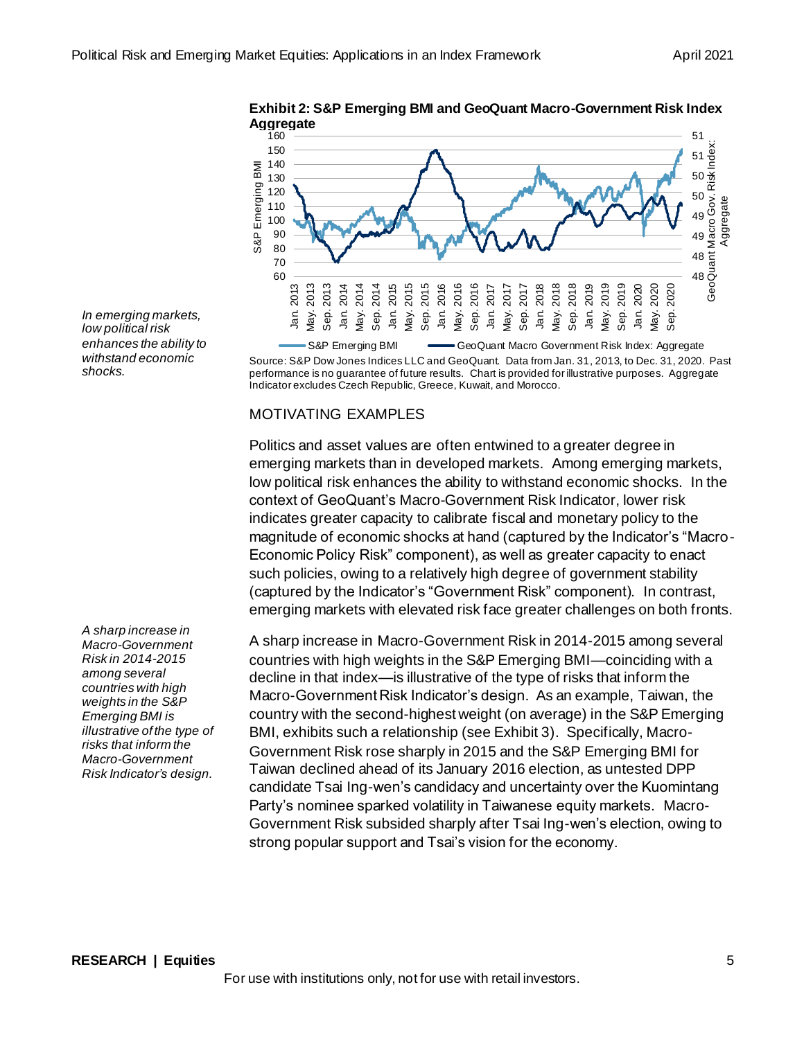**Exhibit 2: S&P Emerging BMI and GeoQuant Macro-Government Risk Index Aggregate**

Source: S&P Dow Jones Indices LLC and GeoQuant. Data from Jan. 31, 2013, to Dec. 31, 2020. Past performance is no guarantee of future results. Chart is provided for illustrative purposes. Aggregate Indicator excludes Czech Republic, Greece, Kuwait, and Morocco.

*In emerging markets, low political risk enhances the ability to withstand economic shocks.*

## MOTIVATING EXAMPLES

Politics and asset values are often entwined to a greater degree in emerging markets than in developed markets. Among emerging markets, low political risk enhances the ability to withstand economic shocks. In the context of GeoQuant's Macro-Government Risk Indicator, lower risk indicates greater capacity to calibrate fiscal and monetary policy to the magnitude of economic shocks at hand (captured by the Indicator's "Macro-Economic Policy Risk" component), as well as greater capacity to enact such policies, owing to a relatively high degree of government stability (captured by the Indicator's "Government Risk" component). In contrast, emerging markets with elevated risk face greater challenges on both fronts.

*A sharp increase in Macro-Government Risk in 2014-2015 among several countries with high weights in the S&P Emerging BMI is illustrative of the type of risks that inform the Macro-Government Risk Indicator's design.*

A sharp increase in Macro-Government Risk in 2014-2015 among several countries with high weights in the S&P Emerging BMI—coinciding with a decline in that index—is illustrative of the type of risks that inform the Macro-Government Risk Indicator's design. As an example, Taiwan, the country with the second-highest weight (on average) in the S&P Emerging BMI, exhibits such a relationship (see Exhibit 3). Specifically, Macro-Government Risk rose sharply in 2015 and the S&P Emerging BMI for Taiwan declined ahead of its January 2016 election, as untested DPP candidate Tsai Ing-wen's candidacy and uncertainty over the Kuomintang Party's nominee sparked volatility in Taiwanese equity markets. Macro-Government Risk subsided sharply after Tsai Ing-wen's election, owing to strong popular support and Tsai's vision for the economy.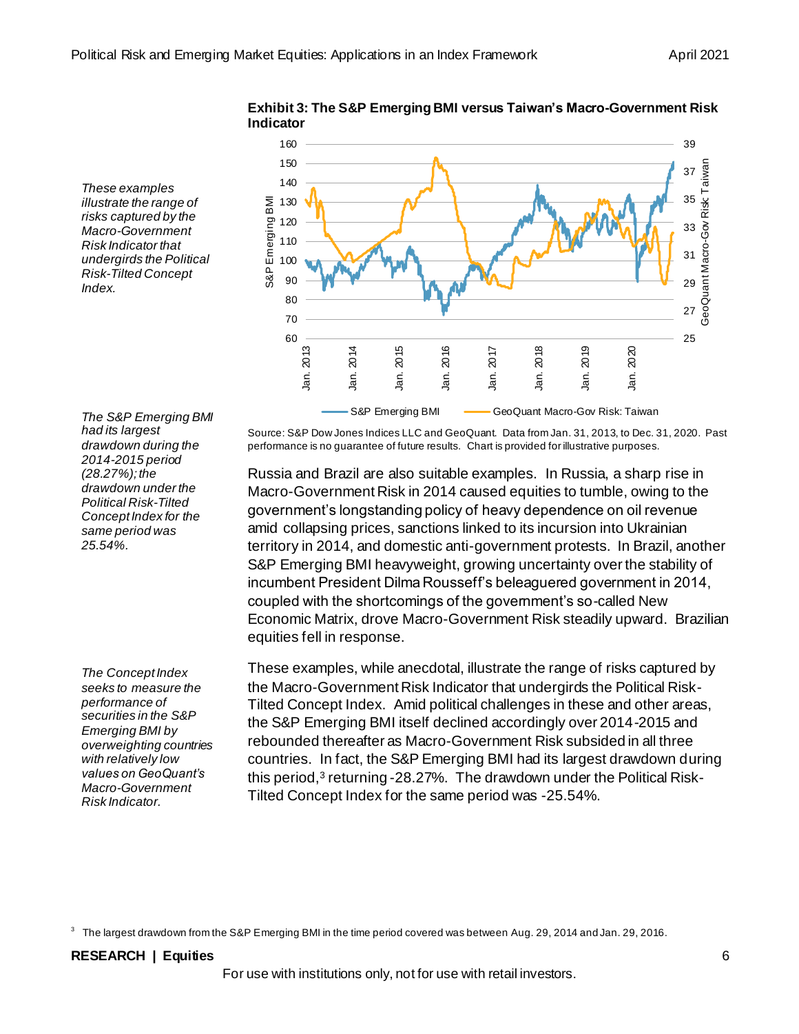*These examples illustrate the range of risks captured by the Macro-Government Risk Indicator that undergirds the Political Risk-Tilted Concept Index.*

**Exhibit 3: The S&P Emerging BMI versus Taiwan's Macro-Government Risk Indicator**

Source: S&P Dow Jones Indices LLC and GeoQuant. Data from Jan. 31, 2013, to Dec. 31, 2020. Past performance is no guarantee of future results. Chart is provided for illustrative purposes.

*The S&P Emerging BMI had its largest drawdown during the 2014-2015 period (28.27%); the drawdown under the Political Risk-Tilted Concept Index for the same period was 25.54%.*

Russia and Brazil are also suitable examples. In Russia, a sharp rise in Macro-Government Risk in 2014 caused equities to tumble, owing to the government's longstanding policy of heavy dependence on oil revenue amid collapsing prices, sanctions linked to its incursion into Ukrainian territory in 2014, and domestic anti-government protests. In Brazil, another S&P Emerging BMI heavyweight, growing uncertainty over the stability of incumbent President Dilma Rousseff's beleaguered government in 2014, coupled with the shortcomings of the government's so-called New Economic Matrix, drove Macro-Government Risk steadily upward. Brazilian equities fell in response.

*The Concept Index seeks to measure the performance of securities in the S&P Emerging BMI by overweighting countries with relatively low values on GeoQuant's Macro-Government Risk Indicator.*

These examples, while anecdotal, illustrate the range of risks captured by the Macro-Government Risk Indicator that undergirds the Political Risk-Tilted Concept Index. Amid political challenges in these and other areas, the S&P Emerging BMI itself declined accordingly over 2014-2015 and rebounded thereafter as Macro-Government Risk subsided in all three countries. In fact, the S&P Emerging BMI had its largest drawdown during this period,[3] returning -28.27%. The drawdown under the Political Risk-Tilted Concept Index for the same period was -25.54%.

[3] The largest drawdown from the S&P Emerging BMI in the time period covered was between Aug. 29, 2014 and Jan. 29, 2016.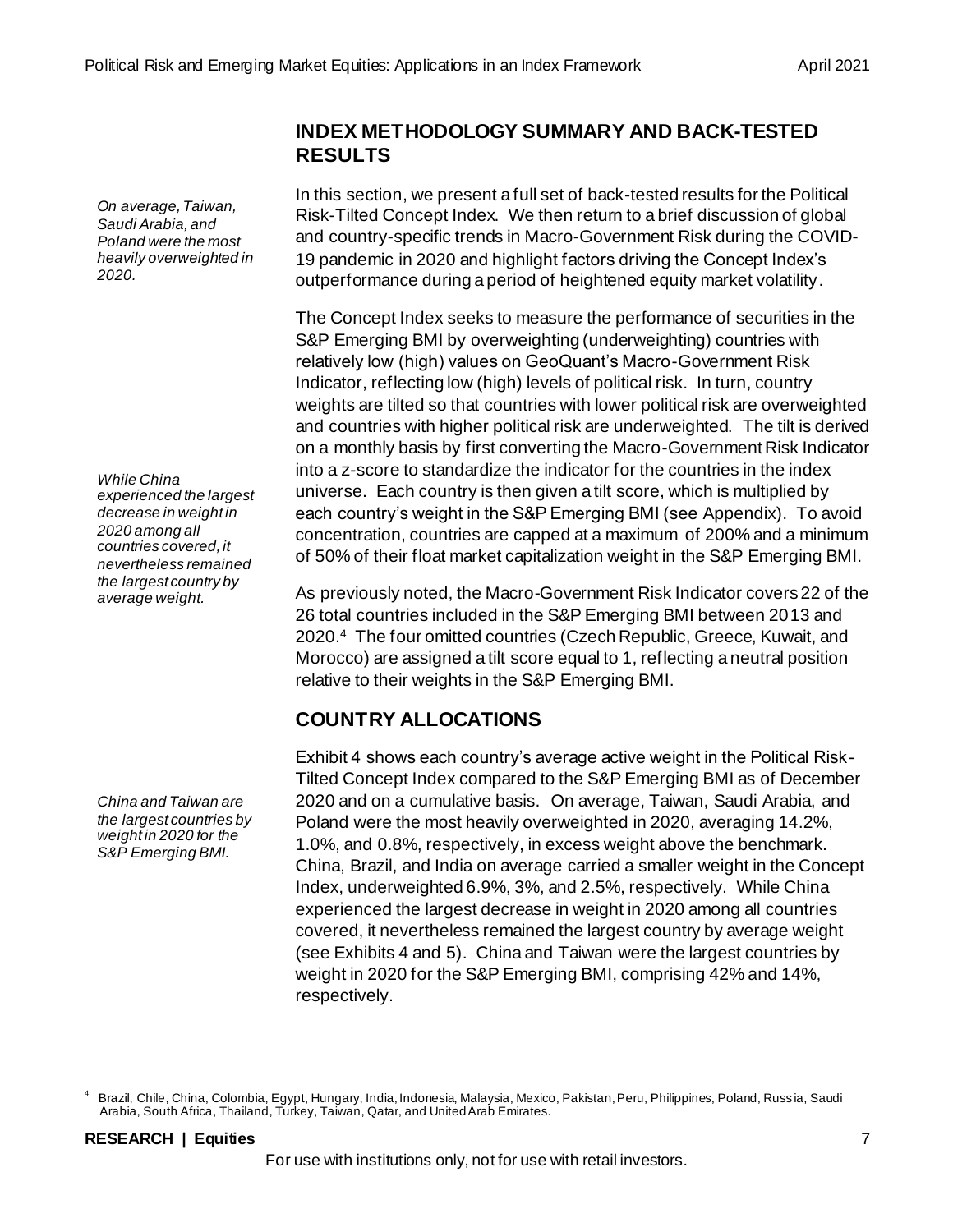## INDEX METHODOLOGY SUMMARY AND BACK-TESTED RESULTS

*On average, Taiwan, Saudi Arabia, and Poland were the most heavily overweighted in 2020.*

In this section, we present a full set of back-tested results for the Political Risk-Tilted Concept Index. We then return to a brief discussion of global and country-specific trends in Macro-Government Risk during the COVID-19 pandemic in 2020 and highlight factors driving the Concept Index's outperformance during a period of heightened equity market volatility.

The Concept Index seeks to measure the performance of securities in the S&P Emerging BMI by overweighting (underweighting) countries with relatively low (high) values on GeoQuant's Macro-Government Risk Indicator, reflecting low (high) levels of political risk. In turn, country weights are tilted so that countries with lower political risk are overweighted and countries with higher political risk are underweighted. The tilt is derived on a monthly basis by first converting the Macro-Government Risk Indicator into a z-score to standardize the indicator for the countries in the index universe. Each country is then given a tilt score, which is multiplied by each country's weight in the S&P Emerging BMI (see Appendix). To avoid concentration, countries are capped at a maximum of 200% and a minimum of 50% of their float market capitalization weight in the S&P Emerging BMI.

*While China experienced the largest decrease in weight in 2020 among all countries covered, it nevertheless remained the largest country by average weight.*

As previously noted, the Macro-Government Risk Indicator covers 22 of the 26 total countries included in the S&P Emerging BMI between 2013 and 2020.[4] The four omitted countries (Czech Republic, Greece, Kuwait, and Morocco) are assigned a tilt score equal to 1, reflecting a neutral position relative to their weights in the S&P Emerging BMI.

## COUNTRY ALLOCATIONS

*China and Taiwan are the largest countries by weight in 2020 for the S&P Emerging BMI.*

Exhibit 4 shows each country's average active weight in the Political Risk-Tilted Concept Index compared to the S&P Emerging BMI as of December 2020 and on a cumulative basis. On average, Taiwan, Saudi Arabia, and Poland were the most heavily overweighted in 2020, averaging 14.2%, 1.0%, and 0.8%, respectively, in excess weight above the benchmark. China, Brazil, and India on average carried a smaller weight in the Concept Index, underweighted 6.9%, 3%, and 2.5%, respectively. While China experienced the largest decrease in weight in 2020 among all countries covered, it nevertheless remained the largest country by average weight (see Exhibits 4 and 5). China and Taiwan were the largest countries by weight in 2020 for the S&P Emerging BMI, comprising 42% and 14%, respectively.

[4] Brazil, Chile, China, Colombia, Egypt, Hungary, India, Indonesia, Malaysia, Mexico, Pakistan, Peru, Philippines, Poland, Russia, Saudi Arabia, South Africa, Thailand, Turkey, Taiwan, Qatar, and United Arab Emirates.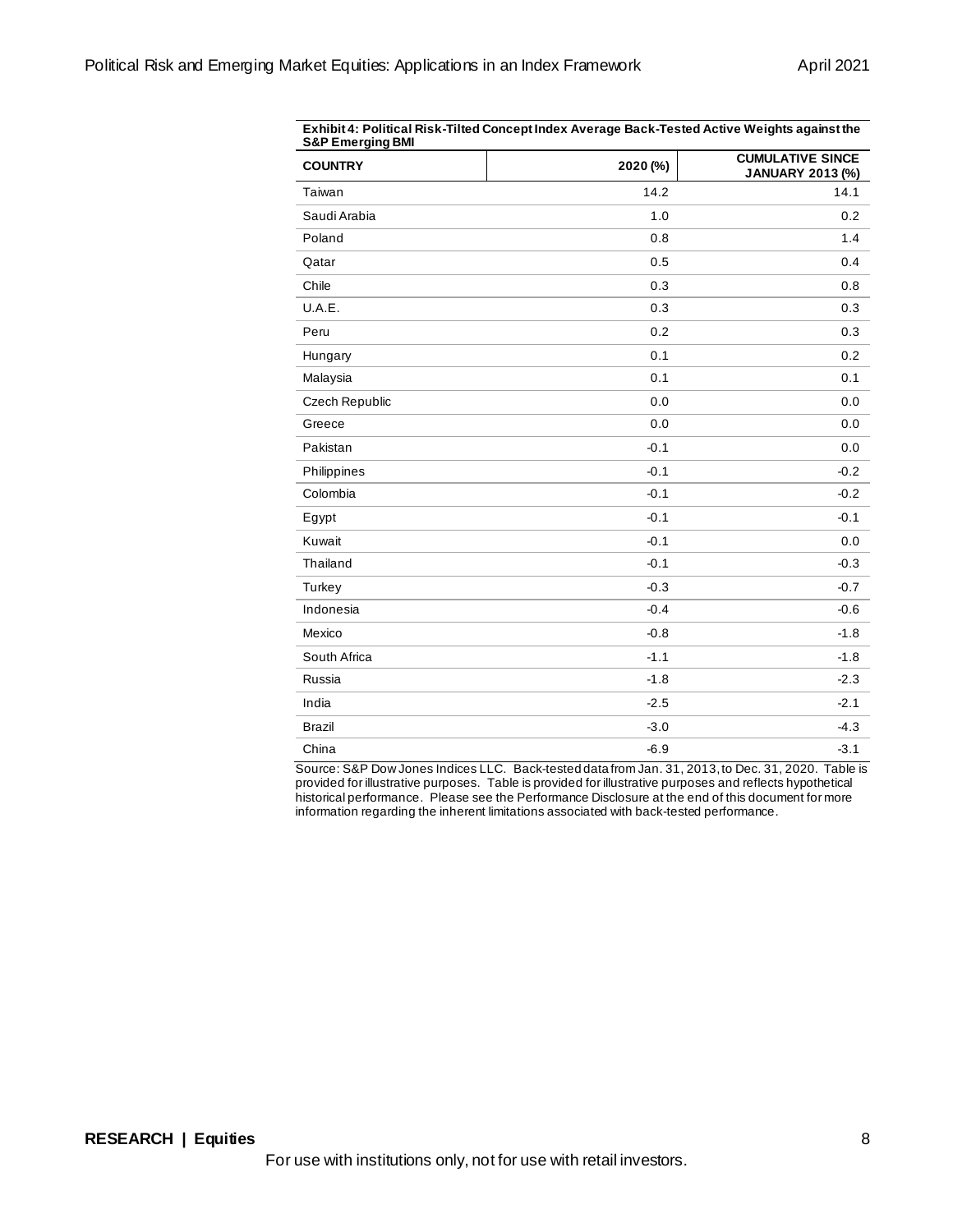**Exhibit 4: Political Risk-Tilted Concept Index Average Back-Tested Active Weights against the S&P Emerging BMI**

| COUNTRY | 2020 (%) | CUMULATIVE SINCE JANUARY 2013 (%) |
|---|---|---|
| Taiwan | 14.2 | 14.1 |
| Saudi Arabia | 1.0 | 0.2 |
| Poland | 0.8 | 1.4 |
| Qatar | 0.5 | 0.4 |
| Chile | 0.3 | 0.8 |
| U.A.E. | 0.3 | 0.3 |
| Peru | 0.2 | 0.3 |
| Hungary | 0.1 | 0.2 |
| Malaysia | 0.1 | 0.1 |
| Czech Republic | 0.0 | 0.0 |
| Greece | 0.0 | 0.0 |
| Pakistan | -0.1 | 0.0 |
| Philippines | -0.1 | -0.2 |
| Colombia | -0.1 | -0.2 |
| Egypt | -0.1 | -0.1 |
| Kuwait | -0.1 | 0.0 |
| Thailand | -0.1 | -0.3 |
| Turkey | -0.3 | -0.7 |
| Indonesia | -0.4 | -0.6 |
| Mexico | -0.8 | -1.8 |
| South Africa | -1.1 | -1.8 |
| Russia | -1.8 | -2.3 |
| India | -2.5 | -2.1 |
| Brazil | -3.0 | -4.3 |
| China | -6.9 | -3.1 |

Source: S&P Dow Jones Indices LLC. Back-tested data from Jan. 31, 2013, to Dec. 31, 2020. Table is provided for illustrative purposes. Table is provided for illustrative purposes and reflects hypothetical historical performance. Please see the Performance Disclosure at the end of this document for more information regarding the inherent limitations associated with back-tested performance.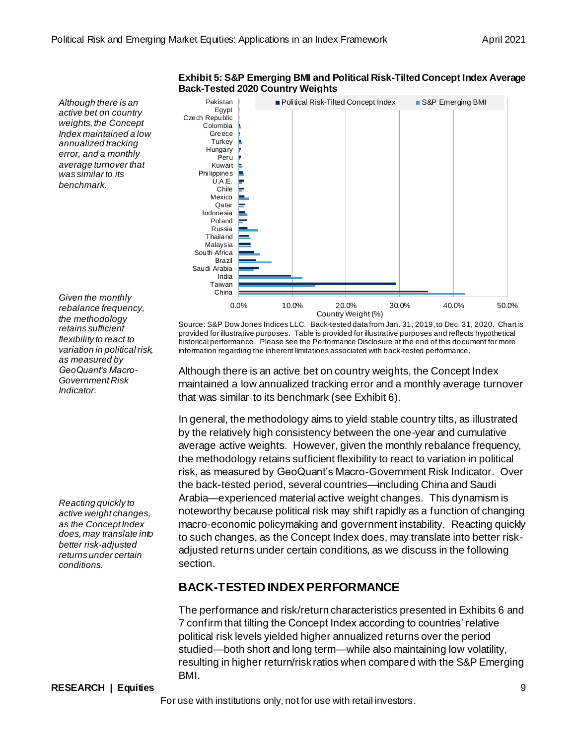**Exhibit 5: S&P Emerging BMI and Political Risk-Tilted Concept Index Average Back-Tested 2020 Country Weights**

Source: S&P Dow Jones Indices LLC. Back-tested data from Jan. 31, 2019, to Dec. 31, 2020. Chart is provided for illustrative purposes. Table is provided for illustrative purposes and reflects hypothetical historical performance. Please see the Performance Disclosure at the end of this document for more information regarding the inherent limitations associated with back-tested performance.

*Although there is an active bet on country weights, the Concept Index maintained a low annualized tracking error, and a monthly average turnover that was similar to its benchmark.*

Although there is an active bet on country weights, the Concept Index maintained a low annualized tracking error and a monthly average turnover that was similar to its benchmark (see Exhibit 6).

*Given the monthly rebalance frequency, the methodology retains sufficient flexibility to react to variation in political risk, as measured by GeoQuant's Macro-Government Risk Indicator.*

In general, the methodology aims to yield stable country tilts, as illustrated by the relatively high consistency between the one-year and cumulative average active weights. However, given the monthly rebalance frequency, the methodology retains sufficient flexibility to react to variation in political risk, as measured by GeoQuant's Macro-Government Risk Indicator. Over the back-tested period, several countries—including China and Saudi Arabia—experienced material active weight changes. This dynamism is noteworthy because political risk may shift rapidly as a function of changing macro-economic policymaking and government instability. Reacting quickly to such changes, as the Concept Index does, may translate into better risk-adjusted returns under certain conditions, as we discuss in the following section.

*Reacting quickly to active weight changes, as the Concept Index does, may translate into better risk-adjusted returns under certain conditions.*

## BACK-TESTED INDEX PERFORMANCE

The performance and risk/return characteristics presented in Exhibits 6 and 7 confirm that tilting the Concept Index according to countries' relative political risk levels yielded higher annualized returns over the period studied—both short and long term—while also maintaining low volatility, resulting in higher return/risk ratios when compared with the S&P Emerging BMI.

For use with institutions only, not for use with retail investors.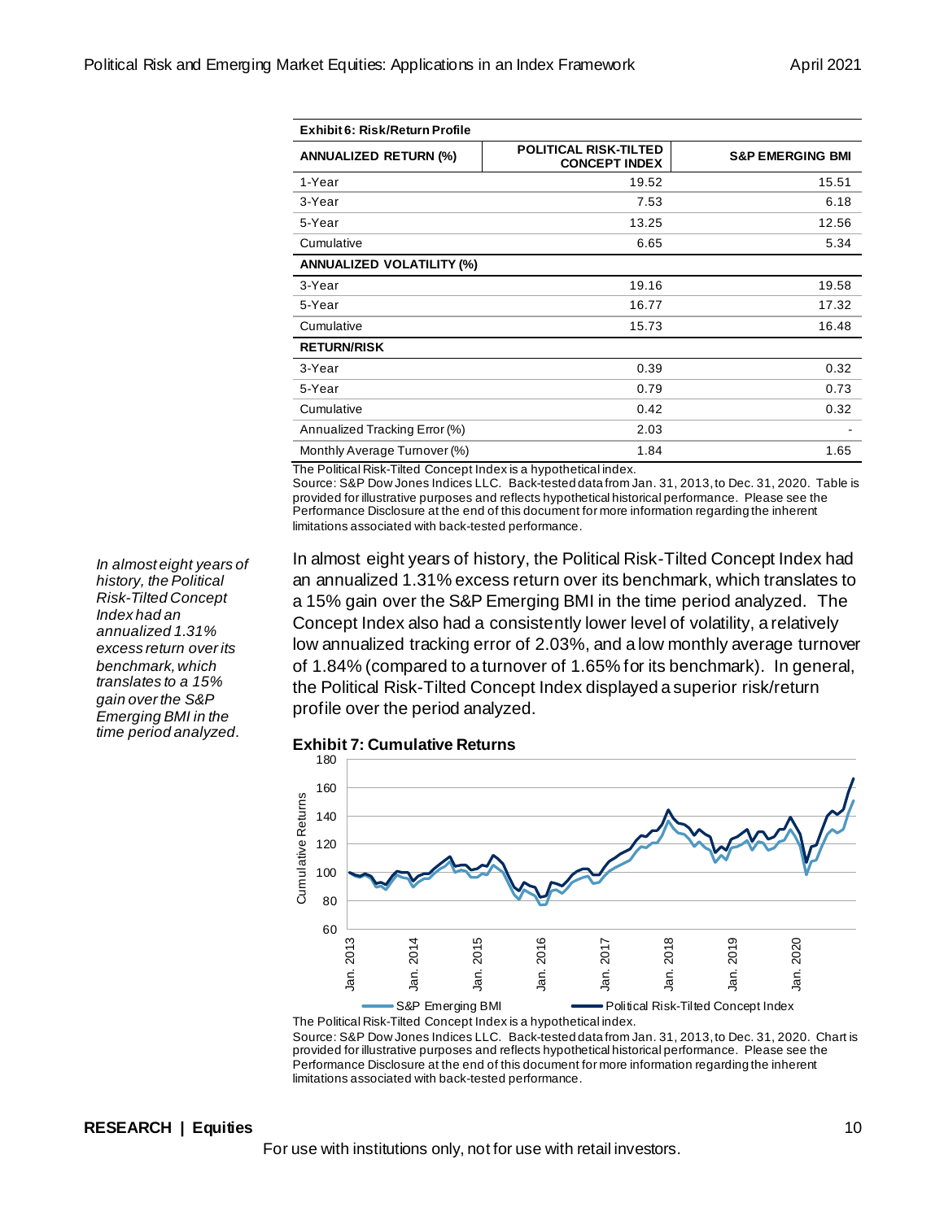**Exhibit 6: Risk/Return Profile**

| ANNUALIZED RETURN (%) | POLITICAL RISK-TILTED CONCEPT INDEX | S&P EMERGING BMI |
|---|---|---|
| 1-Year | 19.52 | 15.51 |
| 3-Year | 7.53 | 6.18 |
| 5-Year | 13.25 | 12.56 |
| Cumulative | 6.65 | 5.34 |
| **ANNUALIZED VOLATILITY (%)** | | |
| 3-Year | 19.16 | 19.58 |
| 5-Year | 16.77 | 17.32 |
| Cumulative | 15.73 | 16.48 |
| **RETURN/RISK** | | |
| 3-Year | 0.39 | 0.32 |
| 5-Year | 0.79 | 0.73 |
| Cumulative | 0.42 | 0.32 |
| Annualized Tracking Error (%) | 2.03 | - |
| Monthly Average Turnover (%) | 1.84 | 1.65 |

The Political Risk-Tilted Concept Index is a hypothetical index.
Source: S&P Dow Jones Indices LLC. Back-tested data from Jan. 31, 2013, to Dec. 31, 2020. Table is provided for illustrative purposes and reflects hypothetical historical performance. Please see the Performance Disclosure at the end of this document for more information regarding the inherent limitations associated with back-tested performance.

*In almost eight years of history, the Political Risk-Tilted Concept Index had an annualized 1.31% excess return over its benchmark, which translates to a 15% gain over the S&P Emerging BMI in the time period analyzed.*

In almost eight years of history, the Political Risk-Tilted Concept Index had an annualized 1.31% excess return over its benchmark, which translates to a 15% gain over the S&P Emerging BMI in the time period analyzed. The Concept Index also had a consistently lower level of volatility, a relatively low annualized tracking error of 2.03%, and a low monthly average turnover of 1.84% (compared to a turnover of 1.65% for its benchmark). In general, the Political Risk-Tilted Concept Index displayed a superior risk/return profile over the period analyzed.

**Exhibit 7: Cumulative Returns**

The Political Risk-Tilted Concept Index is a hypothetical index.
Source: S&P Dow Jones Indices LLC. Back-tested data from Jan. 31, 2013, to Dec. 31, 2020. Chart is provided for illustrative purposes and reflects hypothetical historical performance. Please see the Performance Disclosure at the end of this document for more information regarding the inherent limitations associated with back-tested performance.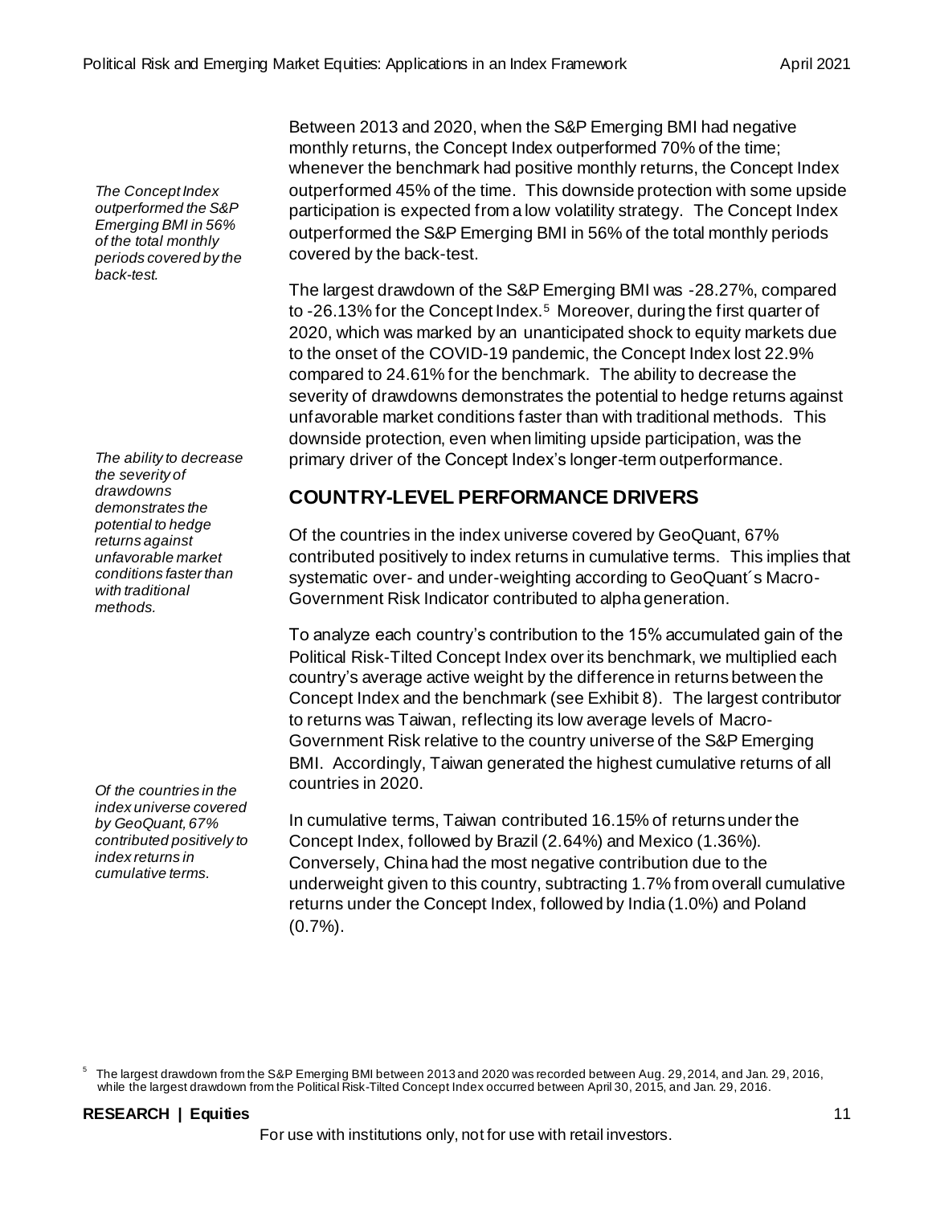*The Concept Index outperformed the S&P Emerging BMI in 56% of the total monthly periods covered by the back-test.*

Between 2013 and 2020, when the S&P Emerging BMI had negative monthly returns, the Concept Index outperformed 70% of the time; whenever the benchmark had positive monthly returns, the Concept Index outperformed 45% of the time. This downside protection with some upside participation is expected from a low volatility strategy. The Concept Index outperformed the S&P Emerging BMI in 56% of the total monthly periods covered by the back-test.

The largest drawdown of the S&P Emerging BMI was -28.27%, compared to -26.13% for the Concept Index.[5] Moreover, during the first quarter of 2020, which was marked by an unanticipated shock to equity markets due to the onset of the COVID-19 pandemic, the Concept Index lost 22.9% compared to 24.61% for the benchmark. The ability to decrease the severity of drawdowns demonstrates the potential to hedge returns against unfavorable market conditions faster than with traditional methods. This downside protection, even when limiting upside participation, was the primary driver of the Concept Index's longer-term outperformance.

*The ability to decrease the severity of drawdowns demonstrates the potential to hedge returns against unfavorable market conditions faster than with traditional methods.*

## COUNTRY-LEVEL PERFORMANCE DRIVERS

Of the countries in the index universe covered by GeoQuant, 67% contributed positively to index returns in cumulative terms. This implies that systematic over- and under-weighting according to GeoQuant´s Macro-Government Risk Indicator contributed to alpha generation.

To analyze each country's contribution to the 15% accumulated gain of the Political Risk-Tilted Concept Index over its benchmark, we multiplied each country's average active weight by the difference in returns between the Concept Index and the benchmark (see Exhibit 8). The largest contributor to returns was Taiwan, reflecting its low average levels of Macro-Government Risk relative to the country universe of the S&P Emerging BMI. Accordingly, Taiwan generated the highest cumulative returns of all countries in 2020.

*Of the countries in the index universe covered by GeoQuant, 67% contributed positively to index returns in cumulative terms.*

In cumulative terms, Taiwan contributed 16.15% of returns under the Concept Index, followed by Brazil (2.64%) and Mexico (1.36%). Conversely, China had the most negative contribution due to the underweight given to this country, subtracting 1.7% from overall cumulative returns under the Concept Index, followed by India (1.0%) and Poland (0.7%).

[5] The largest drawdown from the S&P Emerging BMI between 2013 and 2020 was recorded between Aug. 29, 2014, and Jan. 29, 2016, while the largest drawdown from the Political Risk-Tilted Concept Index occurred between April 30, 2015, and Jan. 29, 2016.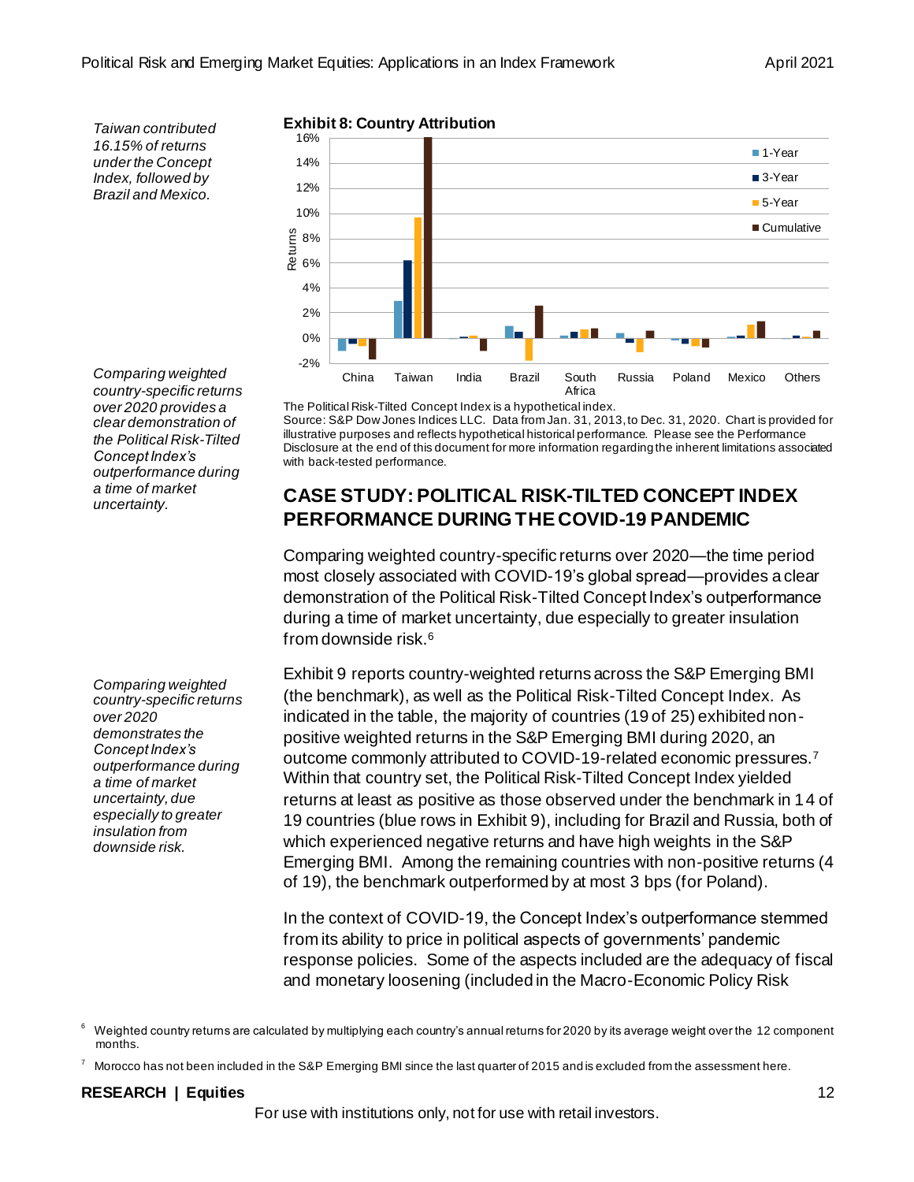*Taiwan contributed 16.15% of returns under the Concept Index, followed by Brazil and Mexico.*

**Exhibit 8: Country Attribution**

The Political Risk-Tilted Concept Index is a hypothetical index.
Source: S&P Dow Jones Indices LLC. Data from Jan. 31, 2013, to Dec. 31, 2020. Chart is provided for illustrative purposes and reflects hypothetical historical performance. Please see the Performance Disclosure at the end of this document for more information regarding the inherent limitations associated with back-tested performance.

*Comparing weighted country-specific returns over 2020 provides a clear demonstration of the Political Risk-Tilted Concept Index's outperformance during a time of market uncertainty.*

## CASE STUDY: POLITICAL RISK-TILTED CONCEPT INDEX PERFORMANCE DURING THE COVID-19 PANDEMIC

Comparing weighted country-specific returns over 2020—the time period most closely associated with COVID-19's global spread—provides a clear demonstration of the Political Risk-Tilted Concept Index's outperformance during a time of market uncertainty, due especially to greater insulation from downside risk.[6]

*Comparing weighted country-specific returns over 2020 demonstrates the Concept Index's outperformance during a time of market uncertainty, due especially to greater insulation from downside risk.*

Exhibit 9 reports country-weighted returns across the S&P Emerging BMI (the benchmark), as well as the Political Risk-Tilted Concept Index. As indicated in the table, the majority of countries (19 of 25) exhibited non-positive weighted returns in the S&P Emerging BMI during 2020, an outcome commonly attributed to COVID-19-related economic pressures.[7] Within that country set, the Political Risk-Tilted Concept Index yielded returns at least as positive as those observed under the benchmark in 14 of 19 countries (blue rows in Exhibit 9), including for Brazil and Russia, both of which experienced negative returns and have high weights in the S&P Emerging BMI. Among the remaining countries with non-positive returns (4 of 19), the benchmark outperformed by at most 3 bps (for Poland).

In the context of COVID-19, the Concept Index's outperformance stemmed from its ability to price in political aspects of governments' pandemic response policies. Some of the aspects included are the adequacy of fiscal and monetary loosening (included in the Macro-Economic Policy Risk

[6] Weighted country returns are calculated by multiplying each country's annual returns for 2020 by its average weight over the 12 component months.

[7] Morocco has not been included in the S&P Emerging BMI since the last quarter of 2015 and is excluded from the assessment here.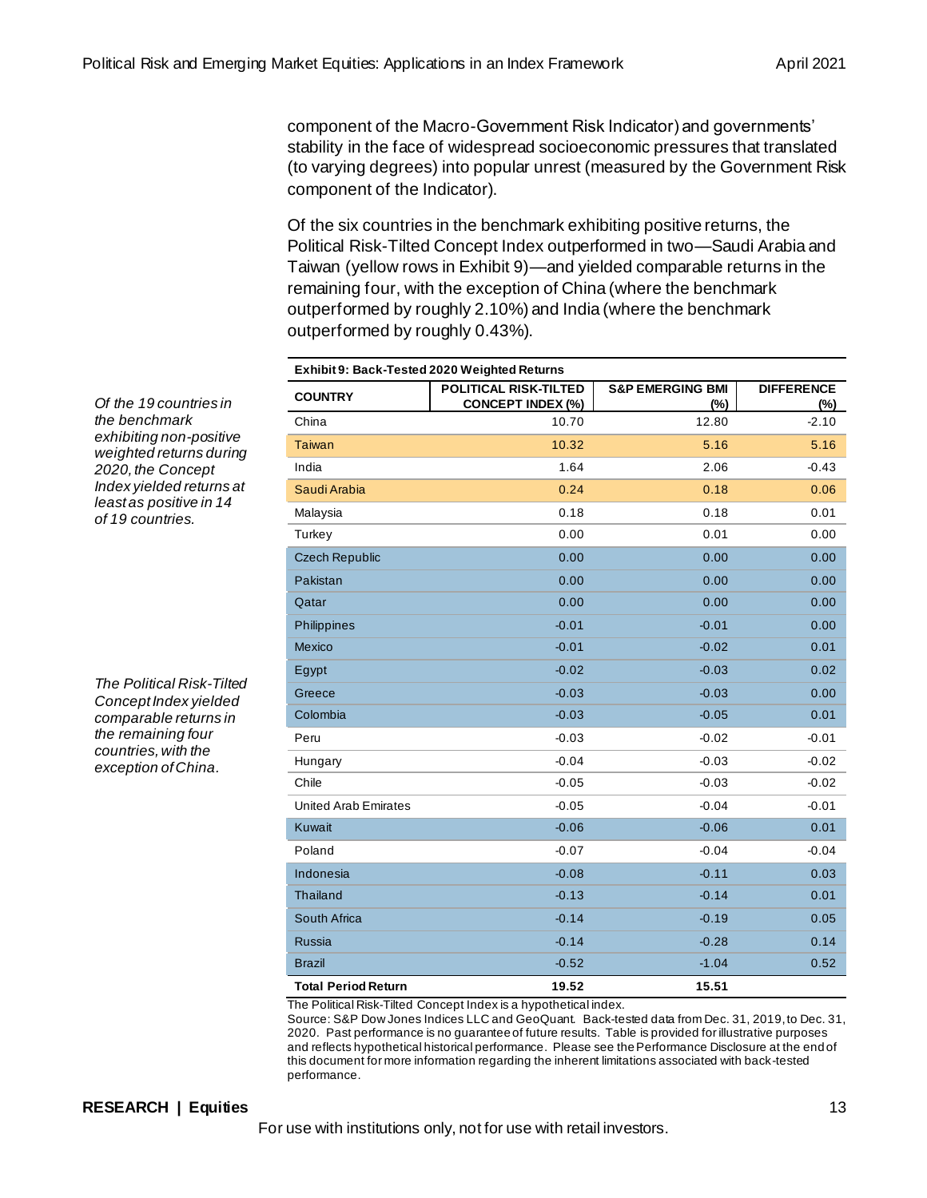component of the Macro-Government Risk Indicator) and governments' stability in the face of widespread socioeconomic pressures that translated (to varying degrees) into popular unrest (measured by the Government Risk component of the Indicator).

Of the six countries in the benchmark exhibiting positive returns, the Political Risk-Tilted Concept Index outperformed in two—Saudi Arabia and Taiwan (yellow rows in Exhibit 9)—and yielded comparable returns in the remaining four, with the exception of China (where the benchmark outperformed by roughly 2.10%) and India (where the benchmark outperformed by roughly 0.43%).

*Of the 19 countries in the benchmark exhibiting non-positive weighted returns during 2020, the Concept Index yielded returns at least as positive in 14 of 19 countries.*

*The Political Risk-Tilted Concept Index yielded comparable returns in the remaining four countries, with the exception of China.*

**Exhibit 9: Back-Tested 2020 Weighted Returns**

| COUNTRY | POLITICAL RISK-TILTED CONCEPT INDEX (%) | S&P EMERGING BMI (%) | DIFFERENCE (%) |
|---|---|---|---|
| China | 10.70 | 12.80 | -2.10 |
| Taiwan | 10.32 | 5.16 | 5.16 |
| India | 1.64 | 2.06 | -0.43 |
| Saudi Arabia | 0.24 | 0.18 | 0.06 |
| Malaysia | 0.18 | 0.18 | 0.01 |
| Turkey | 0.00 | 0.01 | 0.00 |
| Czech Republic | 0.00 | 0.00 | 0.00 |
| Pakistan | 0.00 | 0.00 | 0.00 |
| Qatar | 0.00 | 0.00 | 0.00 |
| Philippines | -0.01 | -0.01 | 0.00 |
| Mexico | -0.01 | -0.02 | 0.01 |
| Egypt | -0.02 | -0.03 | 0.02 |
| Greece | -0.03 | -0.03 | 0.00 |
| Colombia | -0.03 | -0.05 | 0.01 |
| Peru | -0.03 | -0.02 | -0.01 |
| Hungary | -0.04 | -0.03 | -0.02 |
| Chile | -0.05 | -0.03 | -0.02 |
| United Arab Emirates | -0.05 | -0.04 | -0.01 |
| Kuwait | -0.06 | -0.06 | 0.01 |
| Poland | -0.07 | -0.04 | -0.04 |
| Indonesia | -0.08 | -0.11 | 0.03 |
| Thailand | -0.13 | -0.14 | 0.01 |
| South Africa | -0.14 | -0.19 | 0.05 |
| Russia | -0.14 | -0.28 | 0.14 |
| Brazil | -0.52 | -1.04 | 0.52 |
| **Total Period Return** | **19.52** | **15.51** | |

The Political Risk-Tilted Concept Index is a hypothetical index.
Source: S&P Dow Jones Indices LLC and GeoQuant. Back-tested data from Dec. 31, 2019, to Dec. 31, 2020. Past performance is no guarantee of future results. Table is provided for illustrative purposes and reflects hypothetical historical performance. Please see the Performance Disclosure at the end of this document for more information regarding the inherent limitations associated with back-tested performance.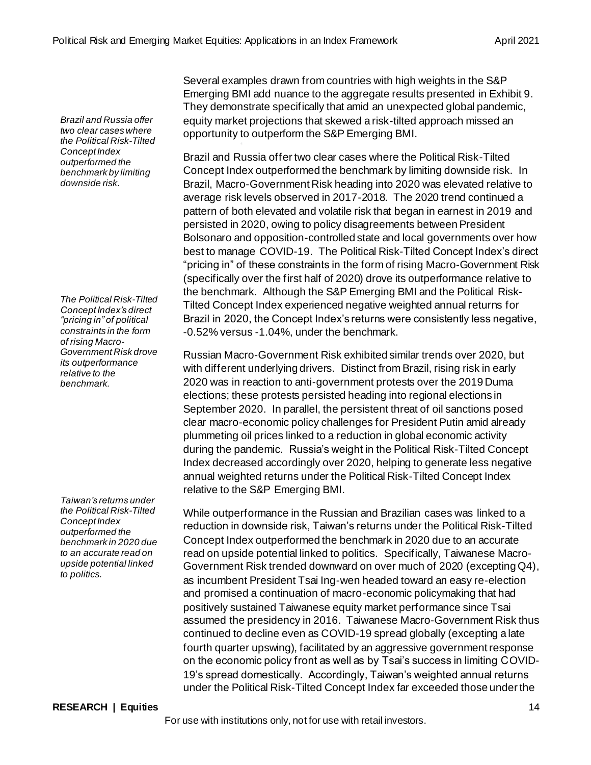Several examples drawn from countries with high weights in the S&P Emerging BMI add nuance to the aggregate results presented in Exhibit 9. They demonstrate specifically that amid an unexpected global pandemic, equity market projections that skewed a risk-tilted approach missed an opportunity to outperform the S&P Emerging BMI.

*Brazil and Russia offer two clear cases where the Political Risk-Tilted Concept Index outperformed the benchmark by limiting downside risk.*

Brazil and Russia offer two clear cases where the Political Risk-Tilted Concept Index outperformed the benchmark by limiting downside risk. In Brazil, Macro-Government Risk heading into 2020 was elevated relative to average risk levels observed in 2017-2018. The 2020 trend continued a pattern of both elevated and volatile risk that began in earnest in 2019 and persisted in 2020, owing to policy disagreements between President Bolsonaro and opposition-controlled state and local governments over how best to manage COVID-19. The Political Risk-Tilted Concept Index's direct "pricing in" of these constraints in the form of rising Macro-Government Risk (specifically over the first half of 2020) drove its outperformance relative to the benchmark. Although the S&P Emerging BMI and the Political Risk-Tilted Concept Index experienced negative weighted annual returns for Brazil in 2020, the Concept Index's returns were consistently less negative, -0.52% versus -1.04%, under the benchmark.

*The Political Risk-Tilted Concept Index's direct "pricing in" of political constraints in the form of rising Macro-Government Risk drove its outperformance relative to the benchmark.*

Russian Macro-Government Risk exhibited similar trends over 2020, but with different underlying drivers. Distinct from Brazil, rising risk in early 2020 was in reaction to anti-government protests over the 2019 Duma elections; these protests persisted heading into regional elections in September 2020. In parallel, the persistent threat of oil sanctions posed clear macro-economic policy challenges for President Putin amid already plummeting oil prices linked to a reduction in global economic activity during the pandemic. Russia's weight in the Political Risk-Tilted Concept Index decreased accordingly over 2020, helping to generate less negative annual weighted returns under the Political Risk-Tilted Concept Index relative to the S&P Emerging BMI.

*Taiwan's returns under the Political Risk-Tilted Concept Index outperformed the benchmark in 2020 due to an accurate read on upside potential linked to politics.*

While outperformance in the Russian and Brazilian cases was linked to a reduction in downside risk, Taiwan's returns under the Political Risk-Tilted Concept Index outperformed the benchmark in 2020 due to an accurate read on upside potential linked to politics. Specifically, Taiwanese Macro-Government Risk trended downward on over much of 2020 (excepting Q4), as incumbent President Tsai Ing-wen headed toward an easy re-election and promised a continuation of macro-economic policymaking that had positively sustained Taiwanese equity market performance since Tsai assumed the presidency in 2016. Taiwanese Macro-Government Risk thus continued to decline even as COVID-19 spread globally (excepting a late fourth quarter upswing), facilitated by an aggressive government response on the economic policy front as well as by Tsai's success in limiting COVID-19's spread domestically. Accordingly, Taiwan's weighted annual returns under the Political Risk-Tilted Concept Index far exceeded those under the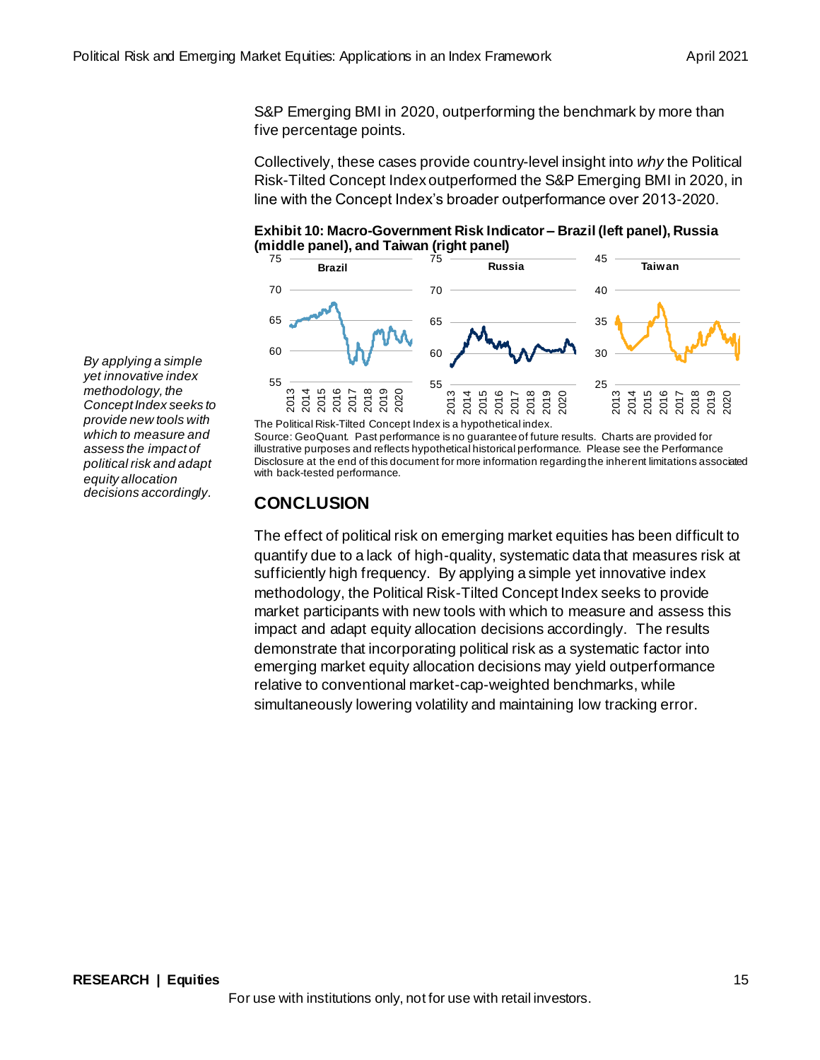S&P Emerging BMI in 2020, outperforming the benchmark by more than five percentage points.

Collectively, these cases provide country-level insight into *why* the Political Risk-Tilted Concept Index outperformed the S&P Emerging BMI in 2020, in line with the Concept Index's broader outperformance over 2013-2020.

*By applying a simple yet innovative index methodology, the Concept Index seeks to provide new tools with which to measure and assess the impact of political risk and adapt equity allocation decisions accordingly.*

**Exhibit 10: Macro-Government Risk Indicator – Brazil (left panel), Russia (middle panel), and Taiwan (right panel)**

The Political Risk-Tilted Concept Index is a hypothetical index.
Source: GeoQuant. Past performance is no guarantee of future results. Charts are provided for illustrative purposes and reflects hypothetical historical performance. Please see the Performance Disclosure at the end of this document for more information regarding the inherent limitations associated with back-tested performance.

## CONCLUSION

The effect of political risk on emerging market equities has been difficult to quantify due to a lack of high-quality, systematic data that measures risk at sufficiently high frequency. By applying a simple yet innovative index methodology, the Political Risk-Tilted Concept Index seeks to provide market participants with new tools with which to measure and assess this impact and adapt equity allocation decisions accordingly. The results demonstrate that incorporating political risk as a systematic factor into emerging market equity allocation decisions may yield outperformance relative to conventional market-cap-weighted benchmarks, while simultaneously lowering volatility and maintaining low tracking error.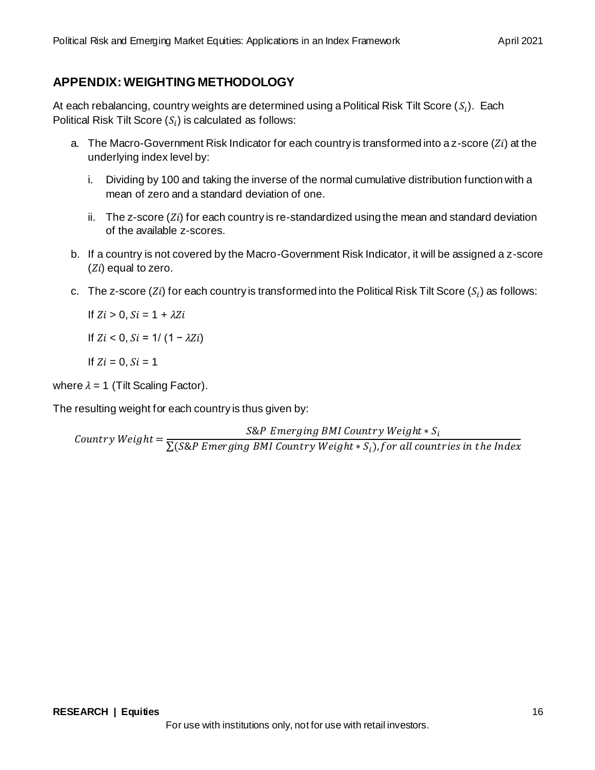## APPENDIX: WEIGHTING METHODOLOGY

At each rebalancing, country weights are determined using a Political Risk Tilt Score ($S_i$). Each Political Risk Tilt Score ($S_i$) is calculated as follows:

a. The Macro-Government Risk Indicator for each country is transformed into a z-score ($Zi$) at the underlying index level by:

   i. Dividing by 100 and taking the inverse of the normal cumulative distribution function with a mean of zero and a standard deviation of one.

   ii. The z-score ($Zi$) for each country is re-standardized using the mean and standard deviation of the available z-scores.

b. If a country is not covered by the Macro-Government Risk Indicator, it will be assigned a z-score ($Zi$) equal to zero.

c. The z-score ($Zi$) for each country is transformed into the Political Risk Tilt Score ($S_i$) as follows:

   If $Zi > 0$, $Si = 1 + \lambda Zi$

   If $Zi < 0$, $Si = 1/(1 - \lambda Zi)$

   If $Zi = 0$, $Si = 1$

where $\lambda = 1$ (Tilt Scaling Factor).

The resulting weight for each country is thus given by:

$$Country\ Weight = \frac{S\&P\ Emerging\ BMI\ Country\ Weight * S_i}{\sum(S\&P\ Emerging\ BMI\ Country\ Weight * S_i), for\ all\ countries\ in\ the\ Index}$$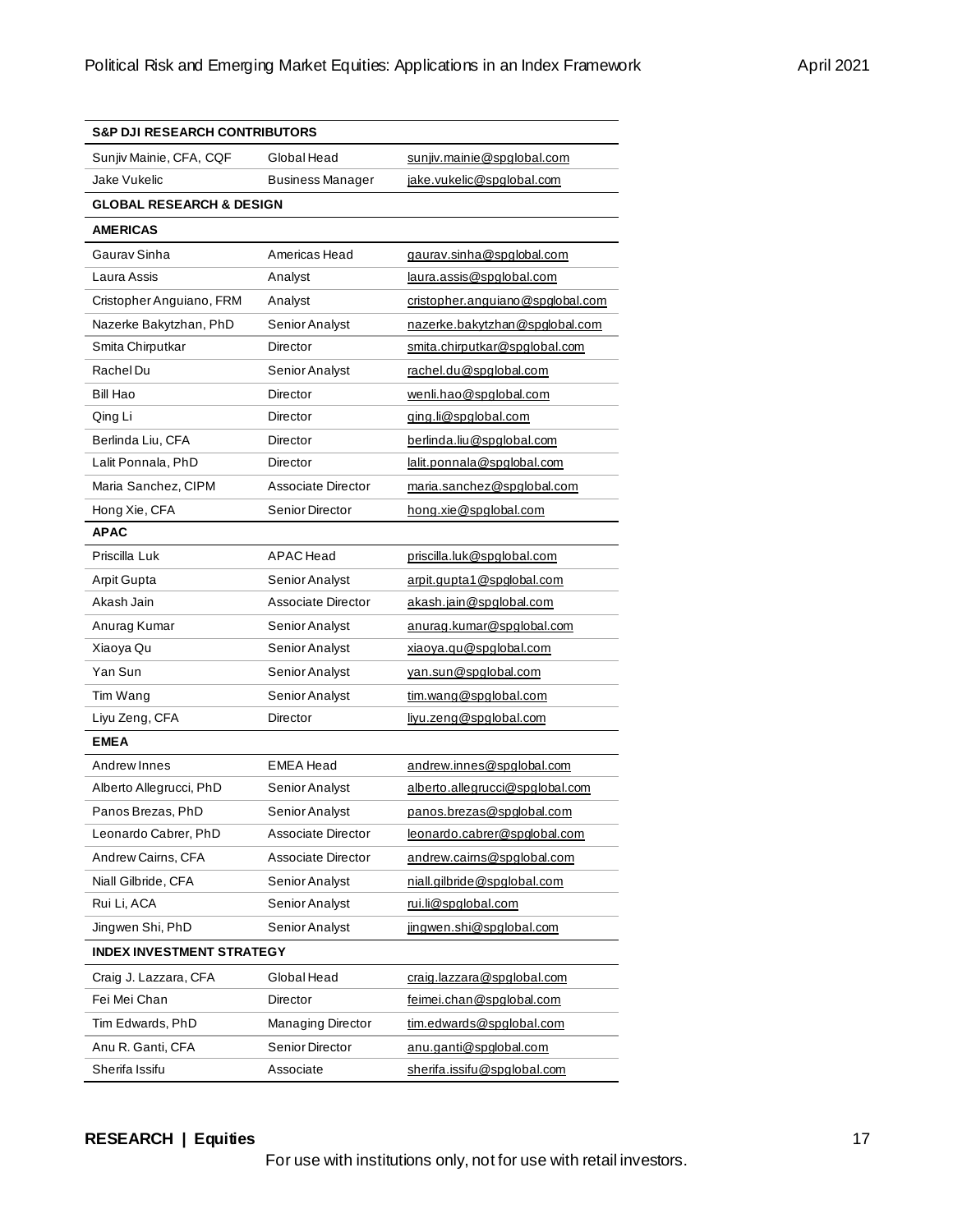| S&P DJI RESEARCH CONTRIBUTORS | | |
| --- | --- | --- |
| Sunjiv Mainie, CFA, CQF | Global Head | sunjiv.mainie@spglobal.com |
| Jake Vukelic | Business Manager | jake.vukelic@spglobal.com |
| **GLOBAL RESEARCH & DESIGN** | | |
| **AMERICAS** | | |
| Gaurav Sinha | Americas Head | gaurav.sinha@spglobal.com |
| Laura Assis | Analyst | laura.assis@spglobal.com |
| Cristopher Anguiano, FRM | Analyst | cristopher.anguiano@spglobal.com |
| Nazerke Bakytzhan, PhD | Senior Analyst | nazerke.bakytzhan@spglobal.com |
| Smita Chirputkar | Director | smita.chirputkar@spglobal.com |
| Rachel Du | Senior Analyst | rachel.du@spglobal.com |
| Bill Hao | Director | wenli.hao@spglobal.com |
| Qing Li | Director | qing.li@spglobal.com |
| Berlinda Liu, CFA | Director | berlinda.liu@spglobal.com |
| Lalit Ponnala, PhD | Director | lalit.ponnala@spglobal.com |
| Maria Sanchez, CIPM | Associate Director | maria.sanchez@spglobal.com |
| Hong Xie, CFA | Senior Director | hong.xie@spglobal.com |
| **APAC** | | |
| Priscilla Luk | APAC Head | priscilla.luk@spglobal.com |
| Arpit Gupta | Senior Analyst | arpit.gupta1@spglobal.com |
| Akash Jain | Associate Director | akash.jain@spglobal.com |
| Anurag Kumar | Senior Analyst | anurag.kumar@spglobal.com |
| Xiaoya Qu | Senior Analyst | xiaoya.qu@spglobal.com |
| Yan Sun | Senior Analyst | yan.sun@spglobal.com |
| Tim Wang | Senior Analyst | tim.wang@spglobal.com |
| Liyu Zeng, CFA | Director | liyu.zeng@spglobal.com |
| **EMEA** | | |
| Andrew Innes | EMEA Head | andrew.innes@spglobal.com |
| Alberto Allegrucci, PhD | Senior Analyst | alberto.allegrucci@spglobal.com |
| Panos Brezas, PhD | Senior Analyst | panos.brezas@spglobal.com |
| Leonardo Cabrer, PhD | Associate Director | leonardo.cabrer@spglobal.com |
| Andrew Cairns, CFA | Associate Director | andrew.cairns@spglobal.com |
| Niall Gilbride, CFA | Senior Analyst | niall.gilbride@spglobal.com |
| Rui Li, ACA | Senior Analyst | rui.li@spglobal.com |
| Jingwen Shi, PhD | Senior Analyst | jingwen.shi@spglobal.com |
| **INDEX INVESTMENT STRATEGY** | | |
| Craig J. Lazzara, CFA | Global Head | craig.lazzara@spglobal.com |
| Fei Mei Chan | Director | feimei.chan@spglobal.com |
| Tim Edwards, PhD | Managing Director | tim.edwards@spglobal.com |
| Anu R. Ganti, CFA | Senior Director | anu.ganti@spglobal.com |
| Sherifa Issifu | Associate | sherifa.issifu@spglobal.com |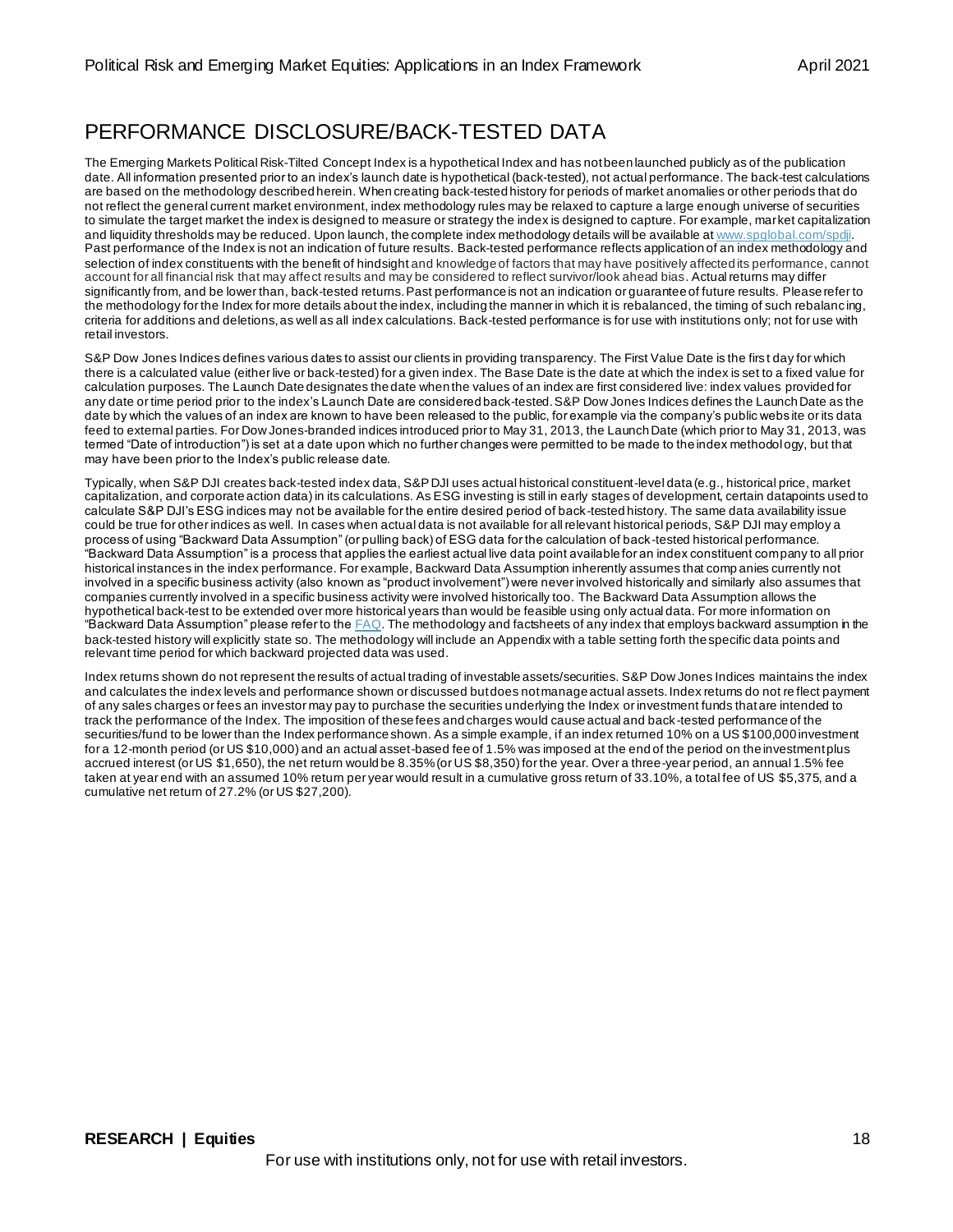## PERFORMANCE DISCLOSURE/BACK-TESTED DATA

The Emerging Markets Political Risk-Tilted Concept Index is a hypothetical Index and has not been launched publicly as of the publication date. All information presented prior to an index's launch date is hypothetical (back-tested), not actual performance. The back-test calculations are based on the methodology described herein. When creating back-tested history for periods of market anomalies or other periods that do not reflect the general current market environment, index methodology rules may be relaxed to capture a large enough universe of securities to simulate the target market the index is designed to measure or strategy the index is designed to capture. For example, market capitalization and liquidity thresholds may be reduced. Upon launch, the complete index methodology details will be available at [www.spglobal.com/spdji](www.spglobal.com/spdji). Past performance of the Index is not an indication of future results. Back-tested performance reflects application of an index methodology and selection of index constituents with the benefit of hindsight and knowledge of factors that may have positively affected its performance, cannot account for all financial risk that may affect results and may be considered to reflect survivor/look ahead bias. Actual returns may differ significantly from, and be lower than, back-tested returns. Past performance is not an indication or guarantee of future results. Please refer to the methodology for the Index for more details about the index, including the manner in which it is rebalanced, the timing of such rebalancing, criteria for additions and deletions, as well as all index calculations. Back-tested performance is for use with institutions only; not for use with retail investors.

S&P Dow Jones Indices defines various dates to assist our clients in providing transparency. The First Value Date is the first day for which there is a calculated value (either live or back-tested) for a given index. The Base Date is the date at which the index is set to a fixed value for calculation purposes. The Launch Date designates the date when the values of an index are first considered live: index values provided for any date or time period prior to the index's Launch Date are considered back-tested. S&P Dow Jones Indices defines the Launch Date as the date by which the values of an index are known to have been released to the public, for example via the company's public website or its data feed to external parties. For Dow Jones-branded indices introduced prior to May 31, 2013, the Launch Date (which prior to May 31, 2013, was termed "Date of introduction") is set at a date upon which no further changes were permitted to be made to the index methodology, but that may have been prior to the Index's public release date.

Typically, when S&P DJI creates back-tested index data, S&P DJI uses actual historical constituent-level data (e.g., historical price, market capitalization, and corporate action data) in its calculations. As ESG investing is still in early stages of development, certain datapoints used to calculate S&P DJI's ESG indices may not be available for the entire desired period of back-tested history. The same data availability issue could be true for other indices as well. In cases when actual data is not available for all relevant historical periods, S&P DJI may employ a process of using "Backward Data Assumption" (or pulling back) of ESG data for the calculation of back-tested historical performance. "Backward Data Assumption" is a process that applies the earliest actual live data point available for an index constituent company to all prior historical instances in the index performance. For example, Backward Data Assumption inherently assumes that companies currently not involved in a specific business activity (also known as "product involvement") were never involved historically and similarly also assumes that companies currently involved in a specific business activity were involved historically too. The Backward Data Assumption allows the hypothetical back-test to be extended over more historical years than would be feasible using only actual data. For more information on "Backward Data Assumption" please refer to the FAQ. The methodology and factsheets of any index that employs backward assumption in the back-tested history will explicitly state so. The methodology will include an Appendix with a table setting forth the specific data points and relevant time period for which backward projected data was used.

Index returns shown do not represent the results of actual trading of investable assets/securities. S&P Dow Jones Indices maintains the index and calculates the index levels and performance shown or discussed but does not manage actual assets. Index returns do not reflect payment of any sales charges or fees an investor may pay to purchase the securities underlying the Index or investment funds that are intended to track the performance of the Index. The imposition of these fees and charges would cause actual and back-tested performance of the securities/fund to be lower than the Index performance shown. As a simple example, if an index returned 10% on a US $100,000 investment for a 12-month period (or US $10,000) and an actual asset-based fee of 1.5% was imposed at the end of the period on the investment plus accrued interest (or US $1,650), the net return would be 8.35% (or US $8,350) for the year. Over a three-year period, an annual 1.5% fee taken at year end with an assumed 10% return per year would result in a cumulative gross return of 33.10%, a total fee of US $5,375, and a cumulative net return of 27.2% (or US $27,200).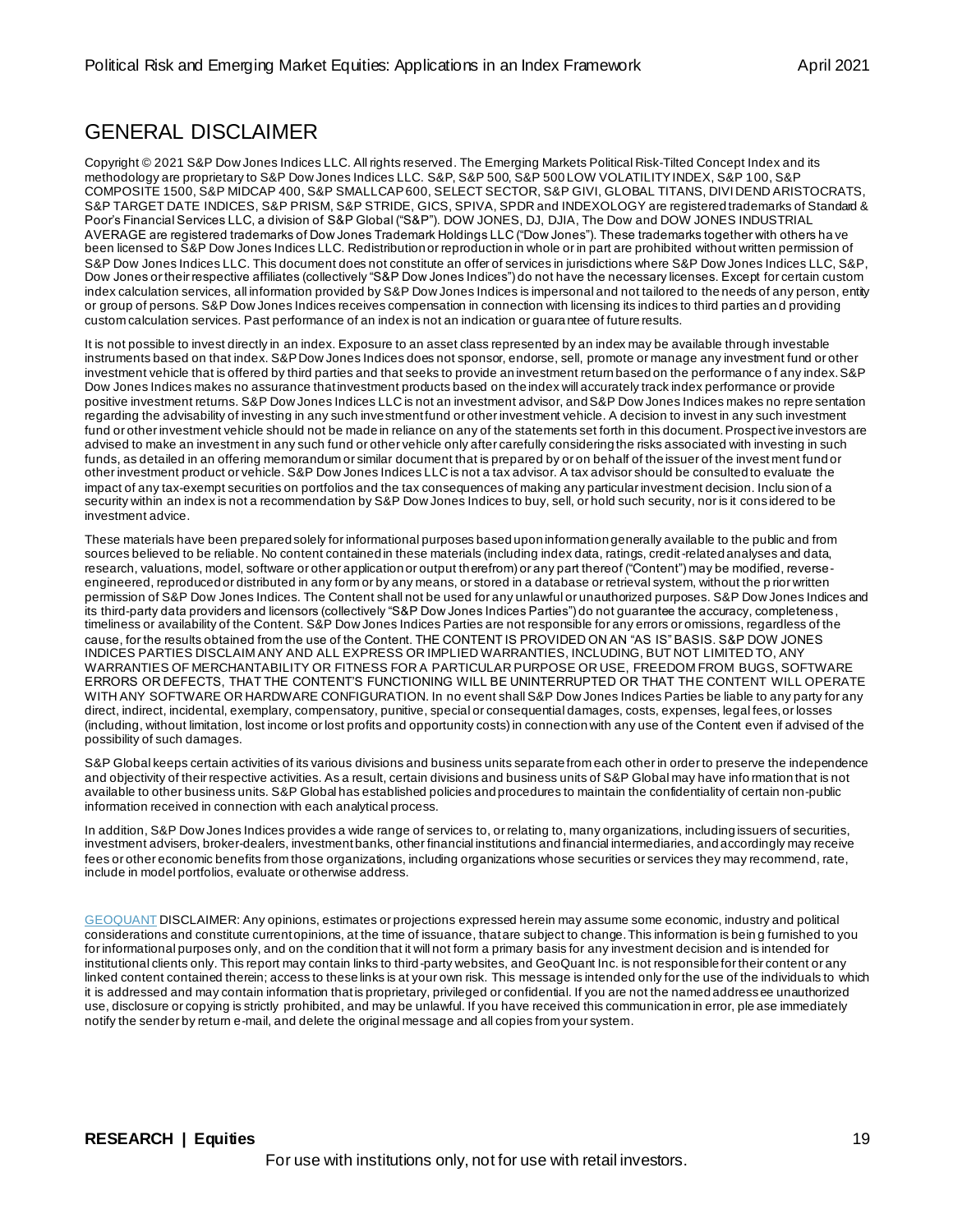# GENERAL DISCLAIMER

Copyright © 2021 S&P Dow Jones Indices LLC. All rights reserved. The Emerging Markets Political Risk-Tilted Concept Index and its methodology are proprietary to S&P Dow Jones Indices LLC. S&P, S&P 500, S&P 500 LOW VOLATILITY INDEX, S&P 100, S&P COMPOSITE 1500, S&P MIDCAP 400, S&P SMALLCAP 600, SELECT SECTOR, S&P GIVI, GLOBAL TITANS, DIVIDEND ARISTOCRATS, S&P TARGET DATE INDICES, S&P PRISM, S&P STRIDE, GICS, SPIVA, SPDR and INDEXOLOGY are registered trademarks of Standard & Poor's Financial Services LLC, a division of S&P Global ("S&P"). DOW JONES, DJ, DJIA, The Dow and DOW JONES INDUSTRIAL AVERAGE are registered trademarks of Dow Jones Trademark Holdings LLC ("Dow Jones"). These trademarks together with others have been licensed to S&P Dow Jones Indices LLC. Redistribution or reproduction in whole or in part are prohibited without written permission of S&P Dow Jones Indices LLC. This document does not constitute an offer of services in jurisdictions where S&P Dow Jones Indices LLC, S&P, Dow Jones or their respective affiliates (collectively "S&P Dow Jones Indices") do not have the necessary licenses. Except for certain custom index calculation services, all information provided by S&P Dow Jones Indices is impersonal and not tailored to the needs of any person, entity or group of persons. S&P Dow Jones Indices receives compensation in connection with licensing its indices to third parties and providing custom calculation services. Past performance of an index is not an indication or guarantee of future results.

It is not possible to invest directly in an index. Exposure to an asset class represented by an index may be available through investable instruments based on that index. S&P Dow Jones Indices does not sponsor, endorse, sell, promote or manage any investment fund or other investment vehicle that is offered by third parties and that seeks to provide an investment return based on the performance of any index. S&P Dow Jones Indices makes no assurance that investment products based on the index will accurately track index performance or provide positive investment returns. S&P Dow Jones Indices LLC is not an investment advisor, and S&P Dow Jones Indices makes no representation regarding the advisability of investing in any such investment fund or other investment vehicle. A decision to invest in any such investment fund or other investment vehicle should not be made in reliance on any of the statements set forth in this document. Prospective investors are advised to make an investment in any such fund or other vehicle only after carefully considering the risks associated with investing in such funds, as detailed in an offering memorandum or similar document that is prepared by or on behalf of the issuer of the investment fund or other investment product or vehicle. S&P Dow Jones Indices LLC is not a tax advisor. A tax advisor should be consulted to evaluate the impact of any tax-exempt securities on portfolios and the tax consequences of making any particular investment decision. Inclusion of a security within an index is not a recommendation by S&P Dow Jones Indices to buy, sell, or hold such security, nor is it considered to be investment advice.

These materials have been prepared solely for informational purposes based upon information generally available to the public and from sources believed to be reliable. No content contained in these materials (including index data, ratings, credit-related analyses and data, research, valuations, model, software or other application or output therefrom) or any part thereof ("Content") may be modified, reverse-engineered, reproduced or distributed in any form or by any means, or stored in a database or retrieval system, without the prior written permission of S&P Dow Jones Indices. The Content shall not be used for any unlawful or unauthorized purposes. S&P Dow Jones Indices and its third-party data providers and licensors (collectively "S&P Dow Jones Indices Parties") do not guarantee the accuracy, completeness, timeliness or availability of the Content. S&P Dow Jones Indices Parties are not responsible for any errors or omissions, regardless of the cause, for the results obtained from the use of the Content. THE CONTENT IS PROVIDED ON AN "AS IS" BASIS. S&P DOW JONES INDICES PARTIES DISCLAIM ANY AND ALL EXPRESS OR IMPLIED WARRANTIES, INCLUDING, BUT NOT LIMITED TO, ANY WARRANTIES OF MERCHANTABILITY OR FITNESS FOR A PARTICULAR PURPOSE OR USE, FREEDOM FROM BUGS, SOFTWARE ERRORS OR DEFECTS, THAT THE CONTENT'S FUNCTIONING WILL BE UNINTERRUPTED OR THAT THE CONTENT WILL OPERATE WITH ANY SOFTWARE OR HARDWARE CONFIGURATION. In no event shall S&P Dow Jones Indices Parties be liable to any party for any direct, indirect, incidental, exemplary, compensatory, punitive, special or consequential damages, costs, expenses, legal fees, or losses (including, without limitation, lost income or lost profits and opportunity costs) in connection with any use of the Content even if advised of the possibility of such damages.

S&P Global keeps certain activities of its various divisions and business units separate from each other in order to preserve the independence and objectivity of their respective activities. As a result, certain divisions and business units of S&P Global may have information that is not available to other business units. S&P Global has established policies and procedures to maintain the confidentiality of certain non-public information received in connection with each analytical process.

In addition, S&P Dow Jones Indices provides a wide range of services to, or relating to, many organizations, including issuers of securities, investment advisers, broker-dealers, investment banks, other financial institutions and financial intermediaries, and accordingly may receive fees or other economic benefits from those organizations, including organizations whose securities or services they may recommend, rate, include in model portfolios, evaluate or otherwise address.

GEOQUANT DISCLAIMER: Any opinions, estimates or projections expressed herein may assume some economic, industry and political considerations and constitute current opinions, at the time of issuance, that are subject to change. This information is being furnished to you for informational purposes only, and on the condition that it will not form a primary basis for any investment decision and is intended for institutional clients only. This report may contain links to third-party websites, and GeoQuant Inc. is not responsible for their content or any linked content contained therein; access to these links is at your own risk. This message is intended only for the use of the individuals to which it is addressed and may contain information that is proprietary, privileged or confidential. If you are not the named addressee unauthorized use, disclosure or copying is strictly prohibited, and may be unlawful. If you have received this communication in error, please immediately notify the sender by return e-mail, and delete the original message and all copies from your system.